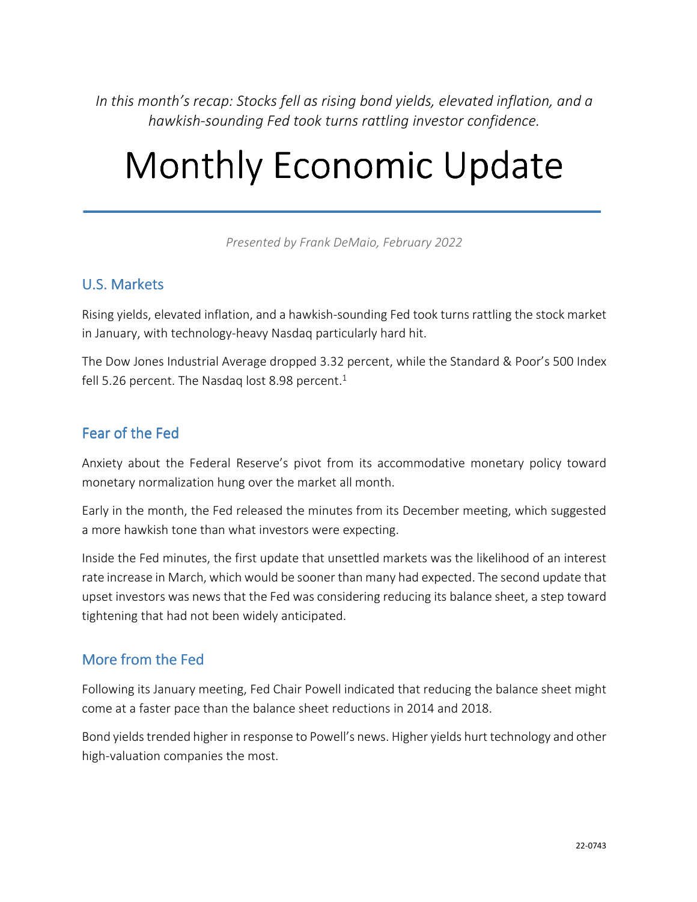*In this month's recap: Stocks fell as rising bond yields, elevated inflation, and a hawkish-sounding Fed took turns rattling investor confidence.*

# Monthly Economic Update

*Presented by Frank DeMaio, February 2022*

## U.S. Markets

Rising yields, elevated inflation, and a hawkish-sounding Fed took turns rattling the stock market in January, with technology-heavy Nasdaq particularly hard hit.

The Dow Jones Industrial Average dropped 3.32 percent, while the Standard & Poor's 500 Index fell 5.26 percent. The Nasdaq lost 8.98 percent.[1]

## Fear of the Fed

Anxiety about the Federal Reserve's pivot from its accommodative monetary policy toward monetary normalization hung over the market all month.

Early in the month, the Fed released the minutes from its December meeting, which suggested a more hawkish tone than what investors were expecting.

Inside the Fed minutes, the first update that unsettled markets was the likelihood of an interest rate increase in March, which would be sooner than many had expected. The second update that upset investors was news that the Fed was considering reducing its balance sheet, a step toward tightening that had not been widely anticipated.

## More from the Fed

Following its January meeting, Fed Chair Powell indicated that reducing the balance sheet might come at a faster pace than the balance sheet reductions in 2014 and 2018.

Bond yields trended higher in response to Powell's news. Higher yields hurt technology and other high-valuation companies the most.

22-0743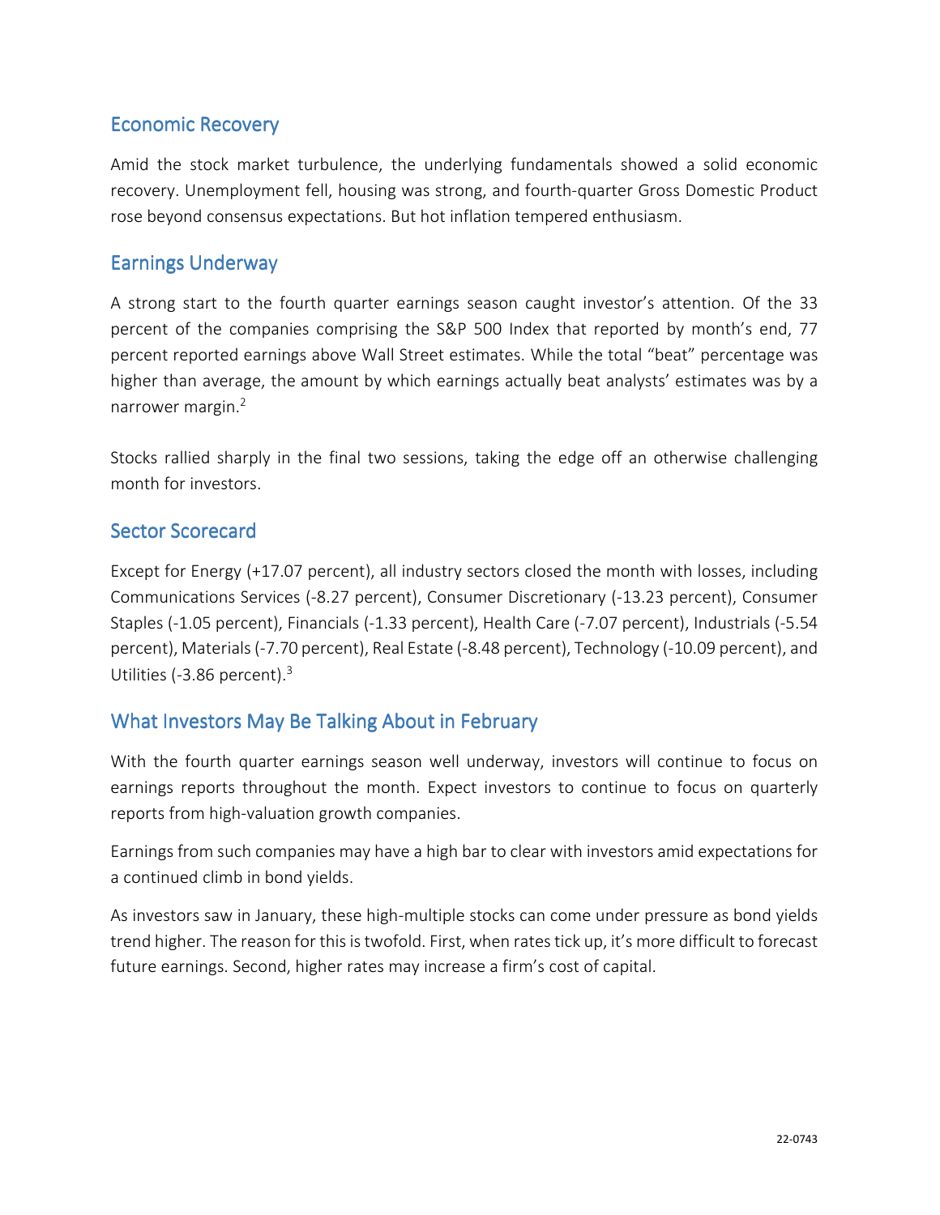## Economic Recovery

Amid the stock market turbulence, the underlying fundamentals showed a solid economic recovery. Unemployment fell, housing was strong, and fourth-quarter Gross Domestic Product rose beyond consensus expectations. But hot inflation tempered enthusiasm.

## Earnings Underway

A strong start to the fourth quarter earnings season caught investor's attention. Of the 33 percent of the companies comprising the S&P 500 Index that reported by month's end, 77 percent reported earnings above Wall Street estimates. While the total "beat" percentage was higher than average, the amount by which earnings actually beat analysts' estimates was by a narrower margin.[2]

Stocks rallied sharply in the final two sessions, taking the edge off an otherwise challenging month for investors.

## Sector Scorecard

Except for Energy (+17.07 percent), all industry sectors closed the month with losses, including Communications Services (-8.27 percent), Consumer Discretionary (-13.23 percent), Consumer Staples (-1.05 percent), Financials (-1.33 percent), Health Care (-7.07 percent), Industrials (-5.54 percent), Materials (-7.70 percent), Real Estate (-8.48 percent), Technology (-10.09 percent), and Utilities (-3.86 percent).[3]

## What Investors May Be Talking About in February

With the fourth quarter earnings season well underway, investors will continue to focus on earnings reports throughout the month. Expect investors to continue to focus on quarterly reports from high-valuation growth companies.

Earnings from such companies may have a high bar to clear with investors amid expectations for a continued climb in bond yields.

As investors saw in January, these high-multiple stocks can come under pressure as bond yields trend higher. The reason for this is twofold. First, when rates tick up, it's more difficult to forecast future earnings. Second, higher rates may increase a firm's cost of capital.

22-0743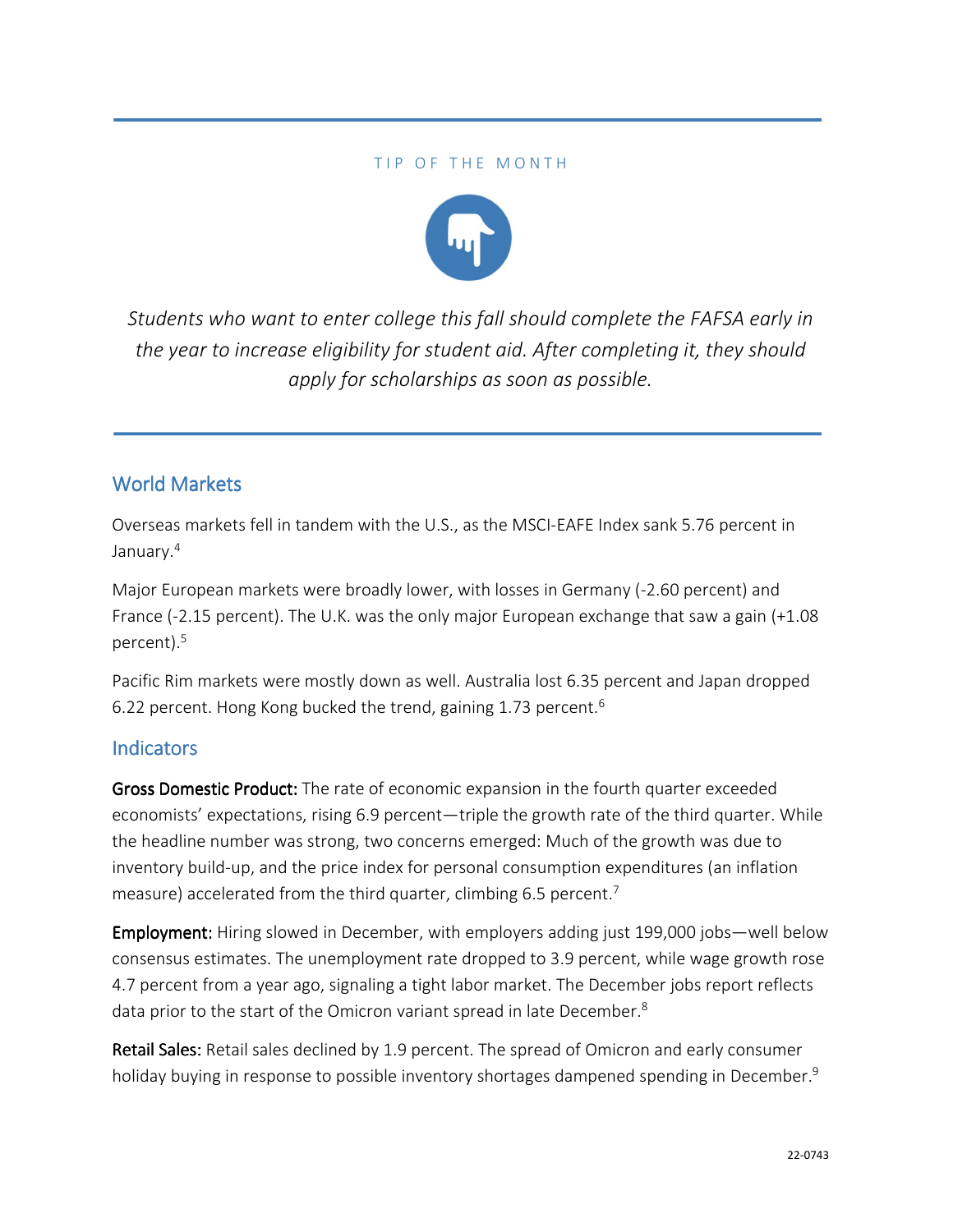TIP OF THE MONTH

*Students who want to enter college this fall should complete the FAFSA early in the year to increase eligibility for student aid. After completing it, they should apply for scholarships as soon as possible.*

## World Markets

Overseas markets fell in tandem with the U.S., as the MSCI-EAFE Index sank 5.76 percent in January.[4]

Major European markets were broadly lower, with losses in Germany (-2.60 percent) and France (-2.15 percent). The U.K. was the only major European exchange that saw a gain (+1.08 percent).[5]

Pacific Rim markets were mostly down as well. Australia lost 6.35 percent and Japan dropped 6.22 percent. Hong Kong bucked the trend, gaining 1.73 percent.[6]

## Indicators

**Gross Domestic Product:** The rate of economic expansion in the fourth quarter exceeded economists' expectations, rising 6.9 percent—triple the growth rate of the third quarter. While the headline number was strong, two concerns emerged: Much of the growth was due to inventory build-up, and the price index for personal consumption expenditures (an inflation measure) accelerated from the third quarter, climbing 6.5 percent.[7]

**Employment:** Hiring slowed in December, with employers adding just 199,000 jobs—well below consensus estimates. The unemployment rate dropped to 3.9 percent, while wage growth rose 4.7 percent from a year ago, signaling a tight labor market. The December jobs report reflects data prior to the start of the Omicron variant spread in late December.[8]

**Retail Sales:** Retail sales declined by 1.9 percent. The spread of Omicron and early consumer holiday buying in response to possible inventory shortages dampened spending in December.[9]

22-0743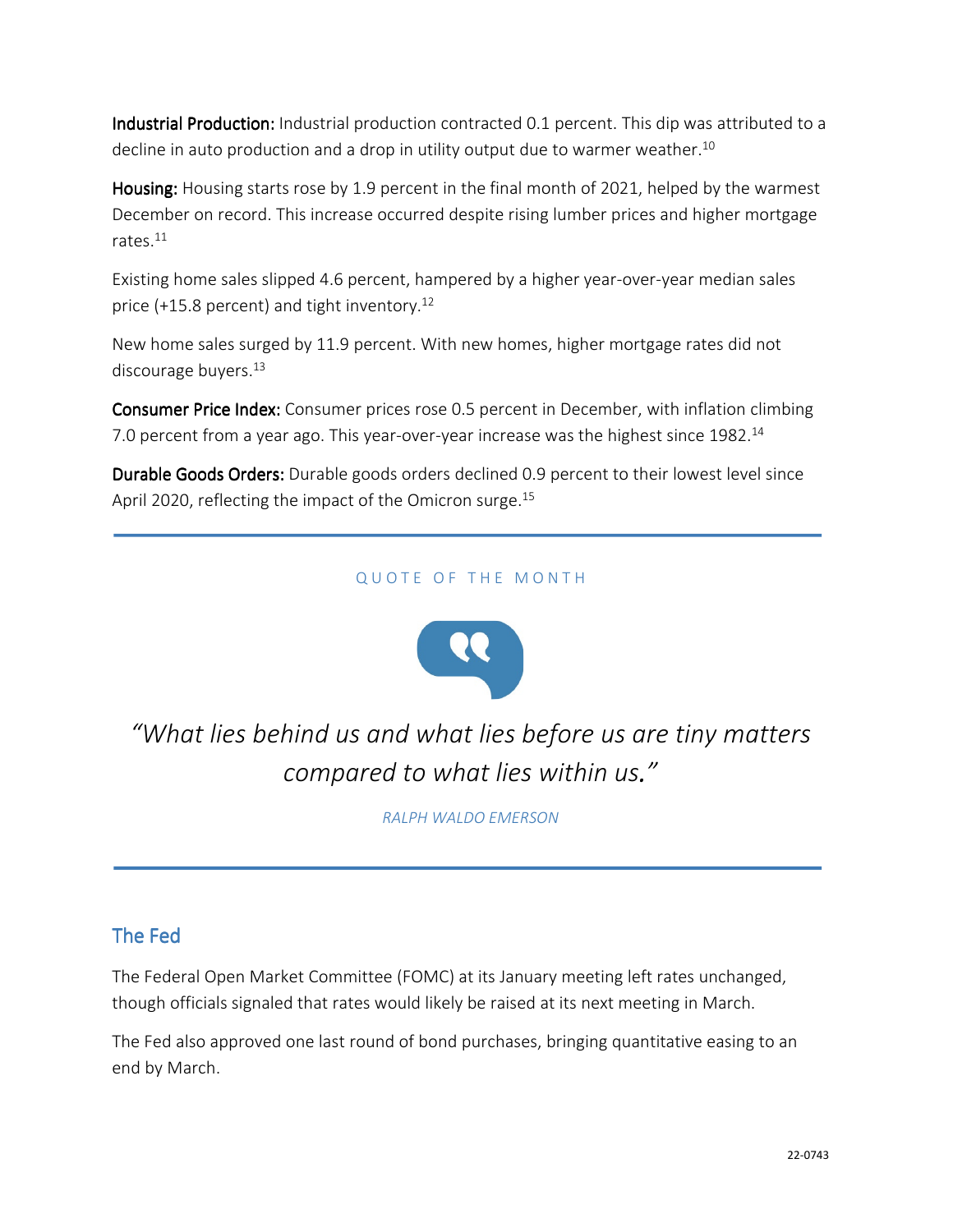**Industrial Production:** Industrial production contracted 0.1 percent. This dip was attributed to a decline in auto production and a drop in utility output due to warmer weather.[10]

**Housing:** Housing starts rose by 1.9 percent in the final month of 2021, helped by the warmest December on record. This increase occurred despite rising lumber prices and higher mortgage rates.[11]

Existing home sales slipped 4.6 percent, hampered by a higher year-over-year median sales price (+15.8 percent) and tight inventory.[12]

New home sales surged by 11.9 percent. With new homes, higher mortgage rates did not discourage buyers.[13]

**Consumer Price Index:** Consumer prices rose 0.5 percent in December, with inflation climbing 7.0 percent from a year ago. This year-over-year increase was the highest since 1982.[14]

**Durable Goods Orders:** Durable goods orders declined 0.9 percent to their lowest level since April 2020, reflecting the impact of the Omicron surge.[15]

---

QUOTE OF THE MONTH

*"What lies behind us and what lies before us are tiny matters compared to what lies within us."*

*RALPH WALDO EMERSON*

---

## The Fed

The Federal Open Market Committee (FOMC) at its January meeting left rates unchanged, though officials signaled that rates would likely be raised at its next meeting in March.

The Fed also approved one last round of bond purchases, bringing quantitative easing to an end by March.

22-0743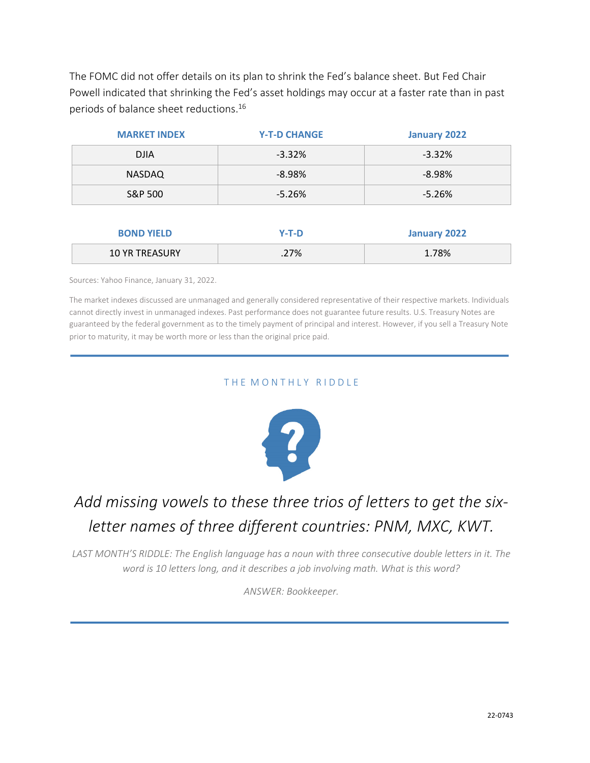The FOMC did not offer details on its plan to shrink the Fed's balance sheet. But Fed Chair Powell indicated that shrinking the Fed's asset holdings may occur at a faster rate than in past periods of balance sheet reductions.[16]

| MARKET INDEX | Y-T-D CHANGE | January 2022 |
|---|---|---|
| DJIA | -3.32% | -3.32% |
| NASDAQ | -8.98% | -8.98% |
| S&P 500 | -5.26% | -5.26% |

| BOND YIELD | Y-T-D | January 2022 |
|---|---|---|
| 10 YR TREASURY | .27% | 1.78% |

Sources: Yahoo Finance, January 31, 2022.

The market indexes discussed are unmanaged and generally considered representative of their respective markets. Individuals cannot directly invest in unmanaged indexes. Past performance does not guarantee future results. U.S. Treasury Notes are guaranteed by the federal government as to the timely payment of principal and interest. However, if you sell a Treasury Note prior to maturity, it may be worth more or less than the original price paid.

---

## THE MONTHLY RIDDLE

*Add missing vowels to these three trios of letters to get the six-letter names of three different countries: PNM, MXC, KWT.*

*LAST MONTH'S RIDDLE: The English language has a noun with three consecutive double letters in it. The word is 10 letters long, and it describes a job involving math. What is this word?*

*ANSWER: Bookkeeper.*

---

22-0743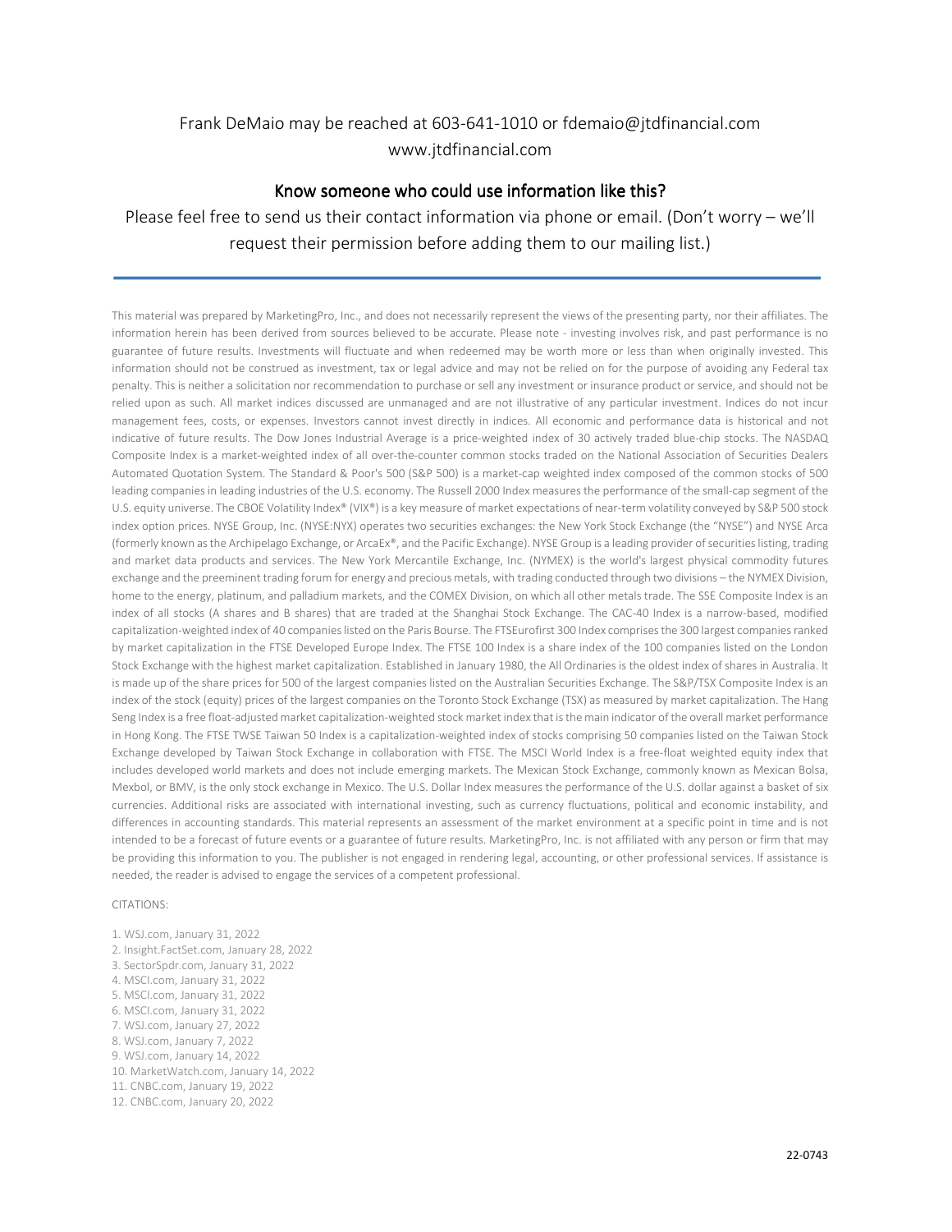Frank DeMaio may be reached at 603-641-1010 or fdemaio@jtdfinancial.com
www.jtdfinancial.com

## Know someone who could use information like this?

Please feel free to send us their contact information via phone or email. (Don't worry – we'll request their permission before adding them to our mailing list.)

---

This material was prepared by MarketingPro, Inc., and does not necessarily represent the views of the presenting party, nor their affiliates. The information herein has been derived from sources believed to be accurate. Please note - investing involves risk, and past performance is no guarantee of future results. Investments will fluctuate and when redeemed may be worth more or less than when originally invested. This information should not be construed as investment, tax or legal advice and may not be relied on for the purpose of avoiding any Federal tax penalty. This is neither a solicitation nor recommendation to purchase or sell any investment or insurance product or service, and should not be relied upon as such. All market indices discussed are unmanaged and are not illustrative of any particular investment. Indices do not incur management fees, costs, or expenses. Investors cannot invest directly in indices. All economic and performance data is historical and not indicative of future results. The Dow Jones Industrial Average is a price-weighted index of 30 actively traded blue-chip stocks. The NASDAQ Composite Index is a market-weighted index of all over-the-counter common stocks traded on the National Association of Securities Dealers Automated Quotation System. The Standard & Poor's 500 (S&P 500) is a market-cap weighted index composed of the common stocks of 500 leading companies in leading industries of the U.S. economy. The Russell 2000 Index measures the performance of the small-cap segment of the U.S. equity universe. The CBOE Volatility Index® (VIX®) is a key measure of market expectations of near-term volatility conveyed by S&P 500 stock index option prices. NYSE Group, Inc. (NYSE:NYX) operates two securities exchanges: the New York Stock Exchange (the "NYSE") and NYSE Arca (formerly known as the Archipelago Exchange, or ArcaEx®, and the Pacific Exchange). NYSE Group is a leading provider of securities listing, trading and market data products and services. The New York Mercantile Exchange, Inc. (NYMEX) is the world's largest physical commodity futures exchange and the preeminent trading forum for energy and precious metals, with trading conducted through two divisions – the NYMEX Division, home to the energy, platinum, and palladium markets, and the COMEX Division, on which all other metals trade. The SSE Composite Index is an index of all stocks (A shares and B shares) that are traded at the Shanghai Stock Exchange. The CAC-40 Index is a narrow-based, modified capitalization-weighted index of 40 companies listed on the Paris Bourse. The FTSEurofirst 300 Index comprises the 300 largest companies ranked by market capitalization in the FTSE Developed Europe Index. The FTSE 100 Index is a share index of the 100 companies listed on the London Stock Exchange with the highest market capitalization. Established in January 1980, the All Ordinaries is the oldest index of shares in Australia. It is made up of the share prices for 500 of the largest companies listed on the Australian Securities Exchange. The S&P/TSX Composite Index is an index of the stock (equity) prices of the largest companies on the Toronto Stock Exchange (TSX) as measured by market capitalization. The Hang Seng Index is a free float-adjusted market capitalization-weighted stock market index that is the main indicator of the overall market performance in Hong Kong. The FTSE TWSE Taiwan 50 Index is a capitalization-weighted index of stocks comprising 50 companies listed on the Taiwan Stock Exchange developed by Taiwan Stock Exchange in collaboration with FTSE. The MSCI World Index is a free-float weighted equity index that includes developed world markets and does not include emerging markets. The Mexican Stock Exchange, commonly known as Mexican Bolsa, Mexbol, or BMV, is the only stock exchange in Mexico. The U.S. Dollar Index measures the performance of the U.S. dollar against a basket of six currencies. Additional risks are associated with international investing, such as currency fluctuations, political and economic instability, and differences in accounting standards. This material represents an assessment of the market environment at a specific point in time and is not intended to be a forecast of future events or a guarantee of future results. MarketingPro, Inc. is not affiliated with any person or firm that may be providing this information to you. The publisher is not engaged in rendering legal, accounting, or other professional services. If assistance is needed, the reader is advised to engage the services of a competent professional.

CITATIONS:

1. WSJ.com, January 31, 2022
2. Insight.FactSet.com, January 28, 2022
3. SectorSpdr.com, January 31, 2022
4. MSCI.com, January 31, 2022
5. MSCI.com, January 31, 2022
6. MSCI.com, January 31, 2022
7. WSJ.com, January 27, 2022
8. WSJ.com, January 7, 2022
9. WSJ.com, January 14, 2022
10. MarketWatch.com, January 14, 2022
11. CNBC.com, January 19, 2022
12. CNBC.com, January 20, 2022

22-0743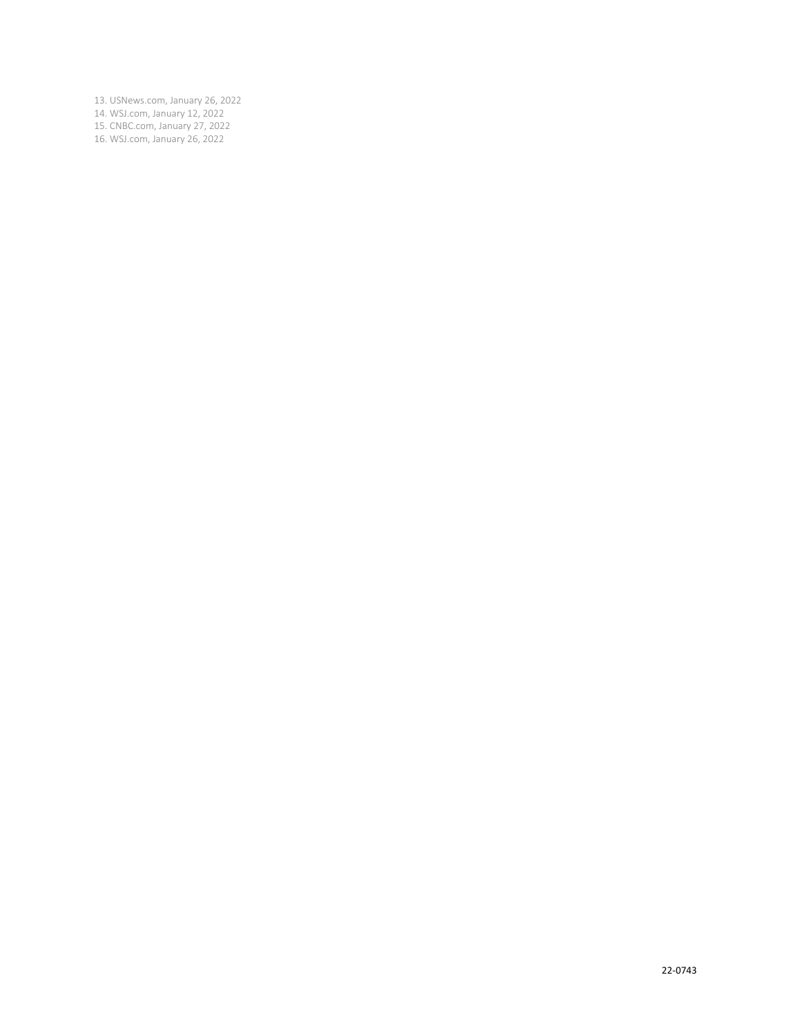13. USNews.com, January 26, 2022
14. WSJ.com, January 12, 2022
15. CNBC.com, January 27, 2022
16. WSJ.com, January 26, 2022

22-0743